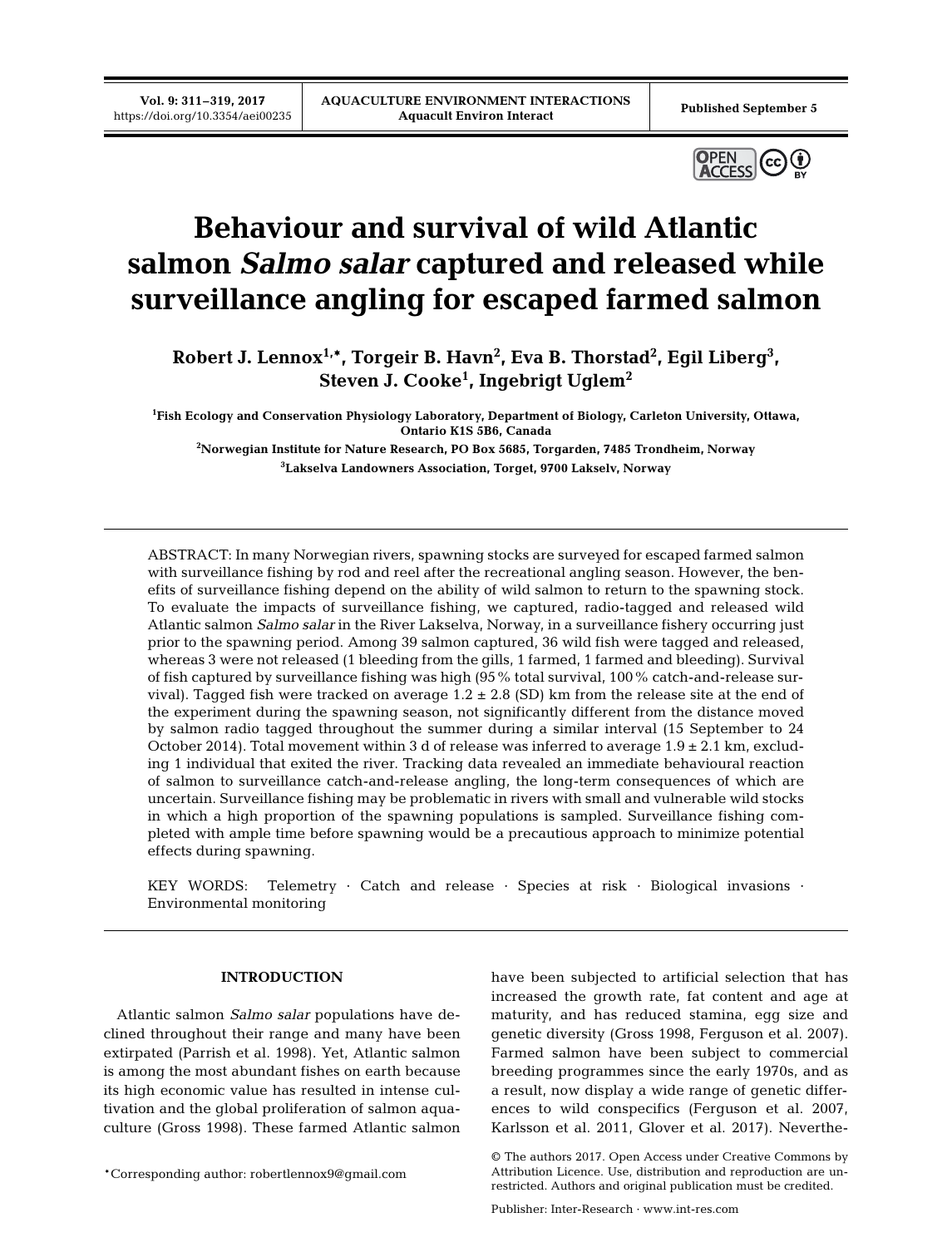# Behaviour and survival of wild Atlantic salmon *Salmo salar* captured and released while surveillance angling for escaped farmed salmon

**Robert J. Lennox[1,*], Torgeir B. Havn[2], Eva B. Thorstad[2], Egil Liberg[3], Steven J. Cooke[1], Ingebrigt Uglem[2]**

[1]Fish Ecology and Conservation Physiology Laboratory, Department of Biology, Carleton University, Ottawa, Ontario K1S 5B6, Canada

[2]Norwegian Institute for Nature Research, PO Box 5685, Torgarden, 7485 Trondheim, Norway

[3]Lakselva Landowners Association, Torget, 9700 Lakselv, Norway

ABSTRACT: In many Norwegian rivers, spawning stocks are surveyed for escaped farmed salmon with surveillance fishing by rod and reel after the recreational angling season. However, the benefits of surveillance fishing depend on the ability of wild salmon to return to the spawning stock. To evaluate the impacts of surveillance fishing, we captured, radio-tagged and released wild Atlantic salmon *Salmo salar* in the River Lakselva, Norway, in a surveillance fishery occurring just prior to the spawning period. Among 39 salmon captured, 36 wild fish were tagged and released, whereas 3 were not released (1 bleeding from the gills, 1 farmed, 1 farmed and bleeding). Survival of fish captured by surveillance fishing was high (95% total survival, 100% catch-and-release survival). Tagged fish were tracked on average 1.2 ± 2.8 (SD) km from the release site at the end of the experiment during the spawning season, not significantly different from the distance moved by salmon radio tagged throughout the summer during a similar interval (15 September to 24 October 2014). Total movement within 3 d of release was inferred to average 1.9 ± 2.1 km, excluding 1 individual that exited the river. Tracking data revealed an immediate behavioural reaction of salmon to surveillance catch-and-release angling, the long-term consequences of which are uncertain. Surveillance fishing may be problematic in rivers with small and vulnerable wild stocks in which a high proportion of the spawning populations is sampled. Surveillance fishing completed with ample time before spawning would be a precautious approach to minimize potential effects during spawning.

KEY WORDS: Telemetry · Catch and release · Species at risk · Biological invasions · Environmental monitoring

## INTRODUCTION

Atlantic salmon *Salmo salar* populations have declined throughout their range and many have been extirpated (Parrish et al. 1998). Yet, Atlantic salmon is among the most abundant fishes on earth because its high economic value has resulted in intense cultivation and the global proliferation of salmon aquaculture (Gross 1998). These farmed Atlantic salmon have been subjected to artificial selection that has increased the growth rate, fat content and age at maturity, and has reduced stamina, egg size and genetic diversity (Gross 1998, Ferguson et al. 2007). Farmed salmon have been subject to commercial breeding programmes since the early 1970s, and as a result, now display a wide range of genetic differences to wild conspecifics (Ferguson et al. 2007, Karlsson et al. 2011, Glover et al. 2017). Neverthe-

*Corresponding author: robertlennox9@gmail.com

© The authors 2017. Open Access under Creative Commons by Attribution Licence. Use, distribution and reproduction are unrestricted. Authors and original publication must be credited.

Publisher: Inter-Research · www.int-res.com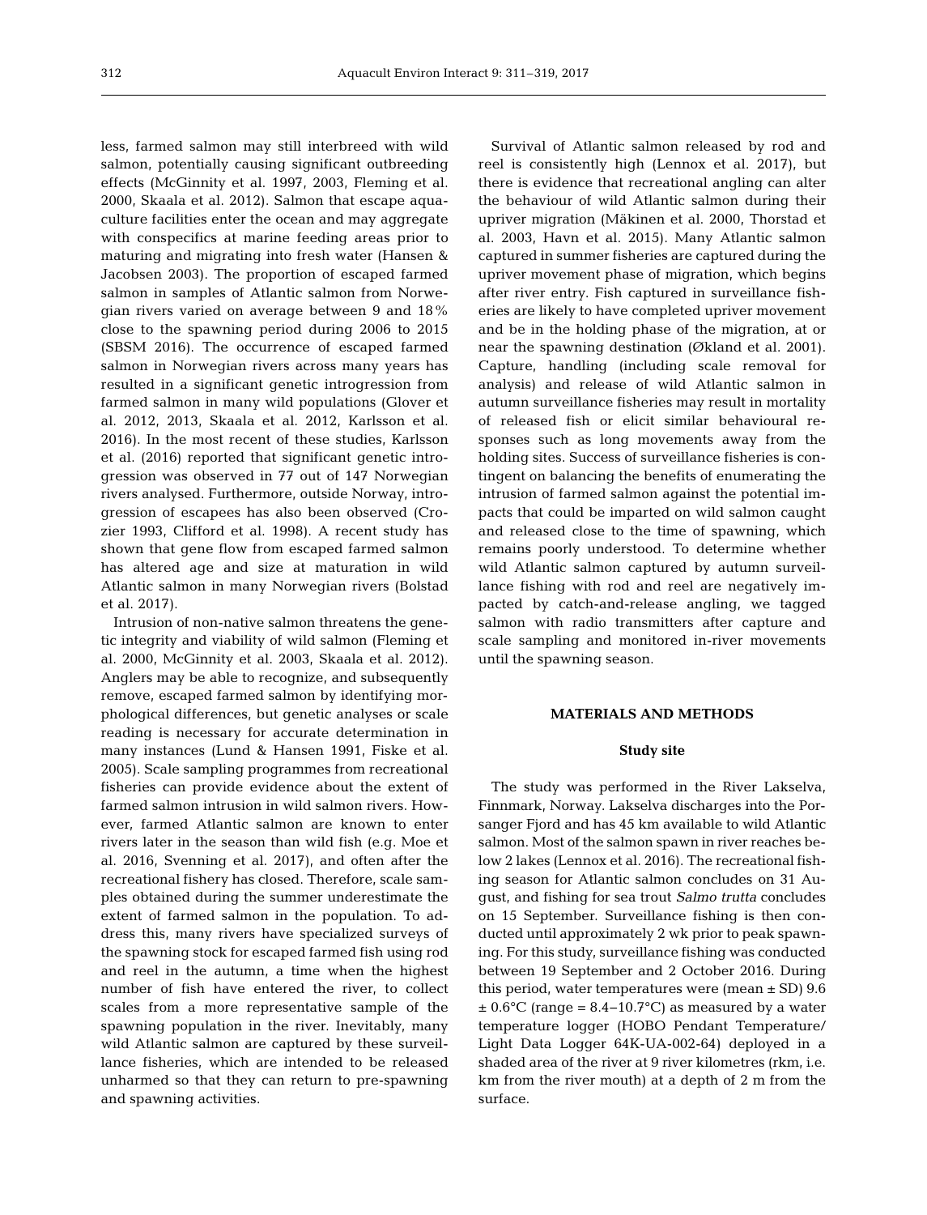less, farmed salmon may still interbreed with wild salmon, potentially causing significant outbreeding effects (McGinnity et al. 1997, 2003, Fleming et al. 2000, Skaala et al. 2012). Salmon that escape aquaculture facilities enter the ocean and may aggregate with conspecifics at marine feeding areas prior to maturing and migrating into fresh water (Hansen & Jacobsen 2003). The proportion of escaped farmed salmon in samples of Atlantic salmon from Norwegian rivers varied on average between 9 and 18% close to the spawning period during 2006 to 2015 (SBSM 2016). The occurrence of escaped farmed salmon in Norwegian rivers across many years has resulted in a significant genetic introgression from farmed salmon in many wild populations (Glover et al. 2012, 2013, Skaala et al. 2012, Karlsson et al. 2016). In the most recent of these studies, Karlsson et al. (2016) reported that significant genetic introgression was observed in 77 out of 147 Norwegian rivers analysed. Furthermore, outside Norway, introgression of escapees has also been observed (Crozier 1993, Clifford et al. 1998). A recent study has shown that gene flow from escaped farmed salmon has altered age and size at maturation in wild Atlantic salmon in many Norwegian rivers (Bolstad et al. 2017).

Intrusion of non-native salmon threatens the genetic integrity and viability of wild salmon (Fleming et al. 2000, McGinnity et al. 2003, Skaala et al. 2012). Anglers may be able to recognize, and subsequently remove, escaped farmed salmon by identifying morphological differences, but genetic analyses or scale reading is necessary for accurate determination in many instances (Lund & Hansen 1991, Fiske et al. 2005). Scale sampling programmes from recreational fisheries can provide evidence about the extent of farmed salmon intrusion in wild salmon rivers. However, farmed Atlantic salmon are known to enter rivers later in the season than wild fish (e.g. Moe et al. 2016, Svenning et al. 2017), and often after the recreational fishery has closed. Therefore, scale samples obtained during the summer underestimate the extent of farmed salmon in the population. To address this, many rivers have specialized surveys of the spawning stock for escaped farmed fish using rod and reel in the autumn, a time when the highest number of fish have entered the river, to collect scales from a more representative sample of the spawning population in the river. Inevitably, many wild Atlantic salmon are captured by these surveillance fisheries, which are intended to be released unharmed so that they can return to pre-spawning and spawning activities.

Survival of Atlantic salmon released by rod and reel is consistently high (Lennox et al. 2017), but there is evidence that recreational angling can alter the behaviour of wild Atlantic salmon during their upriver migration (Mäkinen et al. 2000, Thorstad et al. 2003, Havn et al. 2015). Many Atlantic salmon captured in summer fisheries are captured during the upriver movement phase of migration, which begins after river entry. Fish captured in surveillance fisheries are likely to have completed upriver movement and be in the holding phase of the migration, at or near the spawning destination (Økland et al. 2001). Capture, handling (including scale removal for analysis) and release of wild Atlantic salmon in autumn surveillance fisheries may result in mortality of released fish or elicit similar behavioural responses such as long movements away from the holding sites. Success of surveillance fisheries is contingent on balancing the benefits of enumerating the intrusion of farmed salmon against the potential impacts that could be imparted on wild salmon caught and released close to the time of spawning, which remains poorly understood. To determine whether wild Atlantic salmon captured by autumn surveillance fishing with rod and reel are negatively impacted by catch-and-release angling, we tagged salmon with radio transmitters after capture and scale sampling and monitored in-river movements until the spawning season.

## MATERIALS AND METHODS

### Study site

The study was performed in the River Lakselva, Finnmark, Norway. Lakselva discharges into the Porsanger Fjord and has 45 km available to wild Atlantic salmon. Most of the salmon spawn in river reaches below 2 lakes (Lennox et al. 2016). The recreational fishing season for Atlantic salmon concludes on 31 August, and fishing for sea trout *Salmo trutta* concludes on 15 September. Surveillance fishing is then conducted until approximately 2 wk prior to peak spawning. For this study, surveillance fishing was conducted between 19 September and 2 October 2016. During this period, water temperatures were (mean ± SD) 9.6 ± 0.6°C (range = 8.4–10.7°C) as measured by a water temperature logger (HOBO Pendant Temperature/Light Data Logger 64K-UA-002-64) deployed in a shaded area of the river at 9 river kilometres (rkm, i.e. km from the river mouth) at a depth of 2 m from the surface.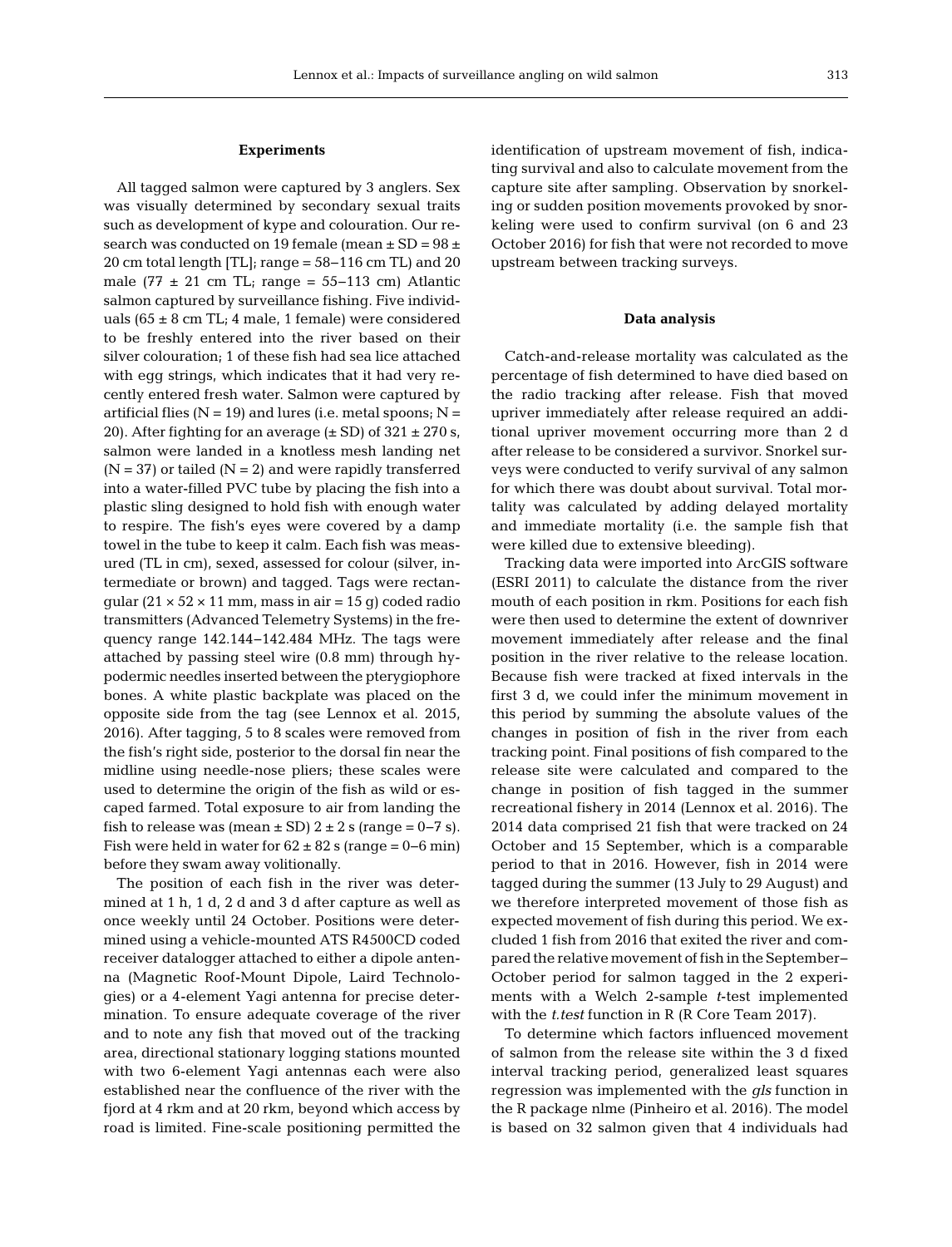### Experiments

All tagged salmon were captured by 3 anglers. Sex was visually determined by secondary sexual traits such as development of kype and colouration. Our research was conducted on 19 female (mean ± SD = 98 ± 20 cm total length [TL]; range = 58–116 cm TL) and 20 male (77 ± 21 cm TL; range = 55–113 cm) Atlantic salmon captured by surveillance fishing. Five individuals (65 ± 8 cm TL; 4 male, 1 female) were considered to be freshly entered into the river based on their silver colouration; 1 of these fish had sea lice attached with egg strings, which indicates that it had very recently entered fresh water. Salmon were captured by artificial flies (N = 19) and lures (i.e. metal spoons; N = 20). After fighting for an average (± SD) of 321 ± 270 s, salmon were landed in a knotless mesh landing net (N = 37) or tailed (N = 2) and were rapidly transferred into a water-filled PVC tube by placing the fish into a plastic sling designed to hold fish with enough water to respire. The fish's eyes were covered by a damp towel in the tube to keep it calm. Each fish was measured (TL in cm), sexed, assessed for colour (silver, intermediate or brown) and tagged. Tags were rectangular (21 × 52 × 11 mm, mass in air = 15 g) coded radio transmitters (Advanced Telemetry Systems) in the frequency range 142.144–142.484 MHz. The tags were attached by passing steel wire (0.8 mm) through hypodermic needles inserted between the pterygiophore bones. A white plastic backplate was placed on the opposite side from the tag (see Lennox et al. 2015, 2016). After tagging, 5 to 8 scales were removed from the fish's right side, posterior to the dorsal fin near the midline using needle-nose pliers; these scales were used to determine the origin of the fish as wild or escaped farmed. Total exposure to air from landing the fish to release was (mean ± SD) 2 ± 2 s (range = 0–7 s). Fish were held in water for 62 ± 82 s (range = 0–6 min) before they swam away volitionally.

The position of each fish in the river was determined at 1 h, 1 d, 2 d and 3 d after capture as well as once weekly until 24 October. Positions were determined using a vehicle-mounted ATS R4500CD coded receiver datalogger attached to either a dipole antenna (Magnetic Roof-Mount Dipole, Laird Technologies) or a 4-element Yagi antenna for precise determination. To ensure adequate coverage of the river and to note any fish that moved out of the tracking area, directional stationary logging stations mounted with two 6-element Yagi antennas each were also established near the confluence of the river with the fjord at 4 rkm and at 20 rkm, beyond which access by road is limited. Fine-scale positioning permitted the identification of upstream movement of fish, indicating survival and also to calculate movement from the capture site after sampling. Observation by snorkeling or sudden position movements provoked by snorkeling were used to confirm survival (on 6 and 23 October 2016) for fish that were not recorded to move upstream between tracking surveys.

### Data analysis

Catch-and-release mortality was calculated as the percentage of fish determined to have died based on the radio tracking after release. Fish that moved upriver immediately after release required an additional upriver movement occurring more than 2 d after release to be considered a survivor. Snorkel surveys were conducted to verify survival of any salmon for which there was doubt about survival. Total mortality was calculated by adding delayed mortality and immediate mortality (i.e. the sample fish that were killed due to extensive bleeding).

Tracking data were imported into ArcGIS software (ESRI 2011) to calculate the distance from the river mouth of each position in rkm. Positions for each fish were then used to determine the extent of downriver movement immediately after release and the final position in the river relative to the release location. Because fish were tracked at fixed intervals in the first 3 d, we could infer the minimum movement in this period by summing the absolute values of the changes in position of fish in the river from each tracking point. Final positions of fish compared to the release site were calculated and compared to the change in position of fish tagged in the summer recreational fishery in 2014 (Lennox et al. 2016). The 2014 data comprised 21 fish that were tracked on 24 October and 15 September, which is a comparable period to that in 2016. However, fish in 2014 were tagged during the summer (13 July to 29 August) and we therefore interpreted movement of those fish as expected movement of fish during this period. We excluded 1 fish from 2016 that exited the river and compared the relative movement of fish in the September–October period for salmon tagged in the 2 experiments with a Welch 2-sample *t*-test implemented with the *t.test* function in R (R Core Team 2017).

To determine which factors influenced movement of salmon from the release site within the 3 d fixed interval tracking period, generalized least squares regression was implemented with the *gls* function in the R package nlme (Pinheiro et al. 2016). The model is based on 32 salmon given that 4 individuals had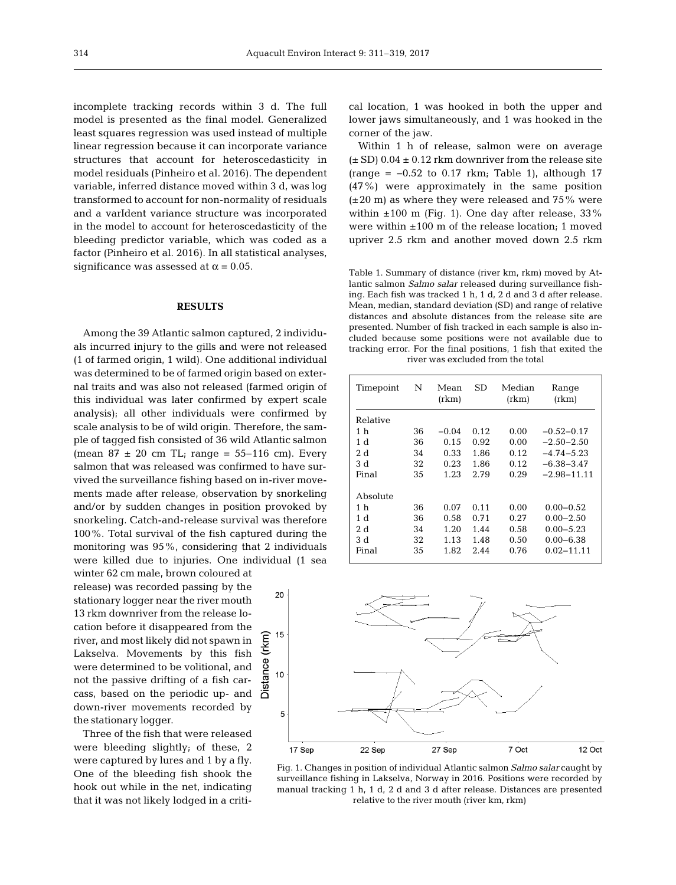incomplete tracking records within 3 d. The full model is presented as the final model. Generalized least squares regression was used instead of multiple linear regression because it can incorporate variance structures that account for heteroscedasticity in model residuals (Pinheiro et al. 2016). The dependent variable, inferred distance moved within 3 d, was log transformed to account for non-normality of residuals and a varIdent variance structure was incorporated in the model to account for heteroscedasticity of the bleeding predictor variable, which was coded as a factor (Pinheiro et al. 2016). In all statistical analyses, significance was assessed at $\alpha = 0.05$.

## RESULTS

Among the 39 Atlantic salmon captured, 2 individuals incurred injury to the gills and were not released (1 of farmed origin, 1 wild). One additional individual was determined to be of farmed origin based on external traits and was also not released (farmed origin of this individual was later confirmed by expert scale analysis); all other individuals were confirmed by scale analysis to be of wild origin. Therefore, the sample of tagged fish consisted of 36 wild Atlantic salmon (mean 87 ± 20 cm TL; range = 55–116 cm). Every salmon that was released was confirmed to have survived the surveillance fishing based on in-river movements made after release, observation by snorkeling and/or by sudden changes in position provoked by snorkeling. Catch-and-release survival was therefore 100%. Total survival of the fish captured during the monitoring was 95%, considering that 2 individuals were killed due to injuries. One individual (1 sea winter 62 cm male, brown coloured at release) was recorded passing by the stationary logger near the river mouth 13 rkm downriver from the release location before it disappeared from the river, and most likely did not spawn in Lakselva. Movements by this fish were determined to be volitional, and not the passive drifting of a fish carcass, based on the periodic up- and down-river movements recorded by the stationary logger.

Three of the fish that were released were bleeding slightly; of these, 2 were captured by lures and 1 by a fly. One of the bleeding fish shook the hook out while in the net, indicating that it was not likely lodged in a critical location, 1 was hooked in both the upper and lower jaws simultaneously, and 1 was hooked in the corner of the jaw.

Within 1 h of release, salmon were on average (± SD) 0.04 ± 0.12 rkm downriver from the release site (range = −0.52 to 0.17 rkm; Table 1), although 17 (47%) were approximately in the same position (±20 m) as where they were released and 75% were within ±100 m (Fig. 1). One day after release, 33% were within ±100 m of the release location; 1 moved upriver 2.5 rkm and another moved down 2.5 rkm

Table 1. Summary of distance (river km, rkm) moved by Atlantic salmon *Salmo salar* released during surveillance fishing. Each fish was tracked 1 h, 1 d, 2 d and 3 d after release. Mean, median, standard deviation (SD) and range of relative distances and absolute distances from the release site are presented. Number of fish tracked in each sample is also included because some positions were not available due to tracking error. For the final positions, 1 fish that exited the river was excluded from the total

| Timepoint | N | Mean (rkm) | SD | Median (rkm) | Range (rkm) |
|---|---|---|---|---|---|
| Relative | | | | | |
| 1 h | 36 | −0.04 | 0.12 | 0.00 | −0.52–0.17 |
| 1 d | 36 | 0.15 | 0.92 | 0.00 | −2.50–2.50 |
| 2 d | 34 | 0.33 | 1.86 | 0.12 | −4.74–5.23 |
| 3 d | 32 | 0.23 | 1.86 | 0.12 | −6.38–3.47 |
| Final | 35 | 1.23 | 2.79 | 0.29 | −2.98–11.11 |
| Absolute | | | | | |
| 1 h | 36 | 0.07 | 0.11 | 0.00 | 0.00–0.52 |
| 1 d | 36 | 0.58 | 0.71 | 0.27 | 0.00–2.50 |
| 2 d | 34 | 1.20 | 1.44 | 0.58 | 0.00–5.23 |
| 3 d | 32 | 1.13 | 1.48 | 0.50 | 0.00–6.38 |
| Final | 35 | 1.82 | 2.44 | 0.76 | 0.02–11.11 |

Fig. 1. Changes in position of individual Atlantic salmon *Salmo salar* caught by surveillance fishing in Lakselva, Norway in 2016. Positions were recorded by manual tracking 1 h, 1 d, 2 d and 3 d after release. Distances are presented relative to the river mouth (river km, rkm)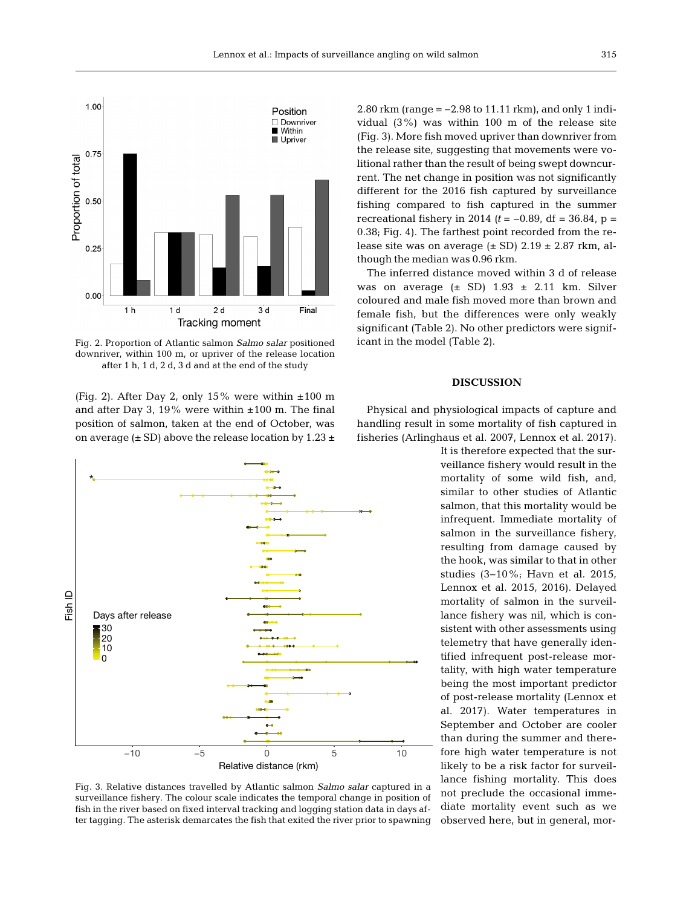Fig. 2. Proportion of Atlantic salmon *Salmo salar* positioned downriver, within 100 m, or upriver of the release location after 1 h, 1 d, 2 d, 3 d and at the end of the study

(Fig. 2). After Day 2, only 15% were within ±100 m and after Day 3, 19% were within ±100 m. The final position of salmon, taken at the end of October, was on average (± SD) above the release location by 1.23 ± 2.80 rkm (range = −2.98 to 11.11 rkm), and only 1 individual (3%) was within 100 m of the release site (Fig. 3). More fish moved upriver than downriver from the release site, suggesting that movements were volitional rather than the result of being swept downcurrent. The net change in position was not significantly different for the 2016 fish captured by surveillance fishing compared to fish captured in the summer recreational fishery in 2014 ($t = -0.89$, df = 36.84, p = 0.38; Fig. 4). The farthest point recorded from the release site was on average (± SD) 2.19 ± 2.87 rkm, although the median was 0.96 rkm.

The inferred distance moved within 3 d of release was on average (± SD) 1.93 ± 2.11 km. Silver coloured and male fish moved more than brown and female fish, but the differences were only weakly significant (Table 2). No other predictors were significant in the model (Table 2).

Fig. 3. Relative distances travelled by Atlantic salmon *Salmo salar* captured in a surveillance fishery. The colour scale indicates the temporal change in position of fish in the river based on fixed interval tracking and logging station data in days after tagging. The asterisk demarcates the fish that exited the river prior to spawning

## DISCUSSION

Physical and physiological impacts of capture and handling result in some mortality of fish captured in fisheries (Arlinghaus et al. 2007, Lennox et al. 2017). It is therefore expected that the surveillance fishery would result in the mortality of some wild fish, and, similar to other studies of Atlantic salmon, that this mortality would be infrequent. Immediate mortality of salmon in the surveillance fishery, resulting from damage caused by the hook, was similar to that in other studies (3–10%; Havn et al. 2015, Lennox et al. 2015, 2016). Delayed mortality of salmon in the surveillance fishery was nil, which is consistent with other assessments using telemetry that have generally identified infrequent post-release mortality, with high water temperature being the most important predictor of post-release mortality (Lennox et al. 2017). Water temperatures in September and October are cooler than during the summer and therefore high water temperature is not likely to be a risk factor for surveillance fishing mortality. This does not preclude the occasional immediate mortality event such as we observed here, but in general, mor-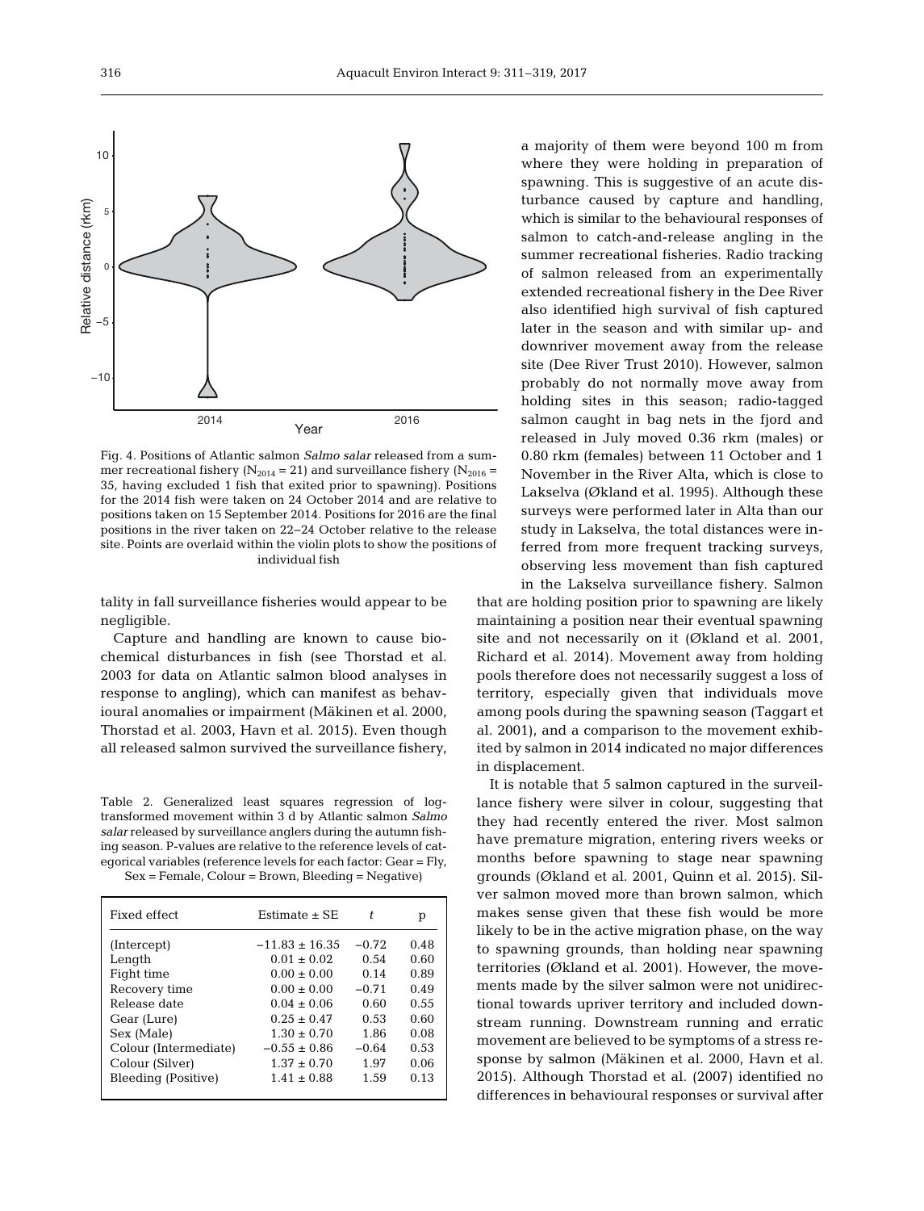Fig. 4. Positions of Atlantic salmon *Salmo salar* released from a summer recreational fishery ($N_{2014}$ = 21) and surveillance fishery ($N_{2016}$ = 35, having excluded 1 fish that exited prior to spawning). Positions for the 2014 fish were taken on 24 October 2014 and are relative to positions taken on 15 September 2014. Positions for 2016 are the final positions in the river taken on 22–24 October relative to the release site. Points are overlaid within the violin plots to show the positions of individual fish

tality in fall surveillance fisheries would appear to be negligible.

Capture and handling are known to cause biochemical disturbances in fish (see Thorstad et al. 2003 for data on Atlantic salmon blood analyses in response to angling), which can manifest as behavioural anomalies or impairment (Mäkinen et al. 2000, Thorstad et al. 2003, Havn et al. 2015). Even though all released salmon survived the surveillance fishery, a majority of them were beyond 100 m from where they were holding in preparation of spawning. This is suggestive of an acute disturbance caused by capture and handling, which is similar to the behavioural responses of salmon to catch-and-release angling in the summer recreational fisheries. Radio tracking of salmon released from an experimentally extended recreational fishery in the Dee River also identified high survival of fish captured later in the season and with similar up- and downriver movement away from the release site (Dee River Trust 2010). However, salmon probably do not normally move away from holding sites in this season; radio-tagged salmon caught in bag nets in the fjord and released in July moved 0.36 rkm (males) or 0.80 rkm (females) between 11 October and 1 November in the River Alta, which is close to Lakselva (Økland et al. 1995). Although these surveys were performed later in Alta than our study in Lakselva, the total distances were inferred from more frequent tracking surveys, observing less movement than fish captured in the Lakselva surveillance fishery. Salmon that are holding position prior to spawning are likely maintaining a position near their eventual spawning site and not necessarily on it (Økland et al. 2001, Richard et al. 2014). Movement away from holding pools therefore does not necessarily suggest a loss of territory, especially given that individuals move among pools during the spawning season (Taggart et al. 2001), and a comparison to the movement exhibited by salmon in 2014 indicated no major differences in displacement.

It is notable that 5 salmon captured in the surveillance fishery were silver in colour, suggesting that they had recently entered the river. Most salmon have premature migration, entering rivers weeks or months before spawning to stage near spawning grounds (Økland et al. 2001, Quinn et al. 2015). Silver salmon moved more than brown salmon, which makes sense given that these fish would be more likely to be in the active migration phase, on the way to spawning grounds, than holding near spawning territories (Økland et al. 2001). However, the movements made by the silver salmon were not unidirectional towards upriver territory and included downstream running. Downstream running and erratic movement are believed to be symptoms of a stress response by salmon (Mäkinen et al. 2000, Havn et al. 2015). Although Thorstad et al. (2007) identified no differences in behavioural responses or survival after

Table 2. Generalized least squares regression of log-transformed movement within 3 d by Atlantic salmon *Salmo salar* released by surveillance anglers during the autumn fishing season. P-values are relative to the reference levels of categorical variables (reference levels for each factor: Gear = Fly, Sex = Female, Colour = Brown, Bleeding = Negative)

| Fixed effect | Estimate ± SE | $t$ | p |
|---|---|---|---|
| (Intercept) | −11.83 ± 16.35 | −0.72 | 0.48 |
| Length | 0.01 ± 0.02 | 0.54 | 0.60 |
| Fight time | 0.00 ± 0.00 | 0.14 | 0.89 |
| Recovery time | 0.00 ± 0.00 | −0.71 | 0.49 |
| Release date | 0.04 ± 0.06 | 0.60 | 0.55 |
| Gear (Lure) | 0.25 ± 0.47 | 0.53 | 0.60 |
| Sex (Male) | 1.30 ± 0.70 | 1.86 | 0.08 |
| Colour (Intermediate) | −0.55 ± 0.86 | −0.64 | 0.53 |
| Colour (Silver) | 1.37 ± 0.70 | 1.97 | 0.06 |
| Bleeding (Positive) | 1.41 ± 0.88 | 1.59 | 0.13 |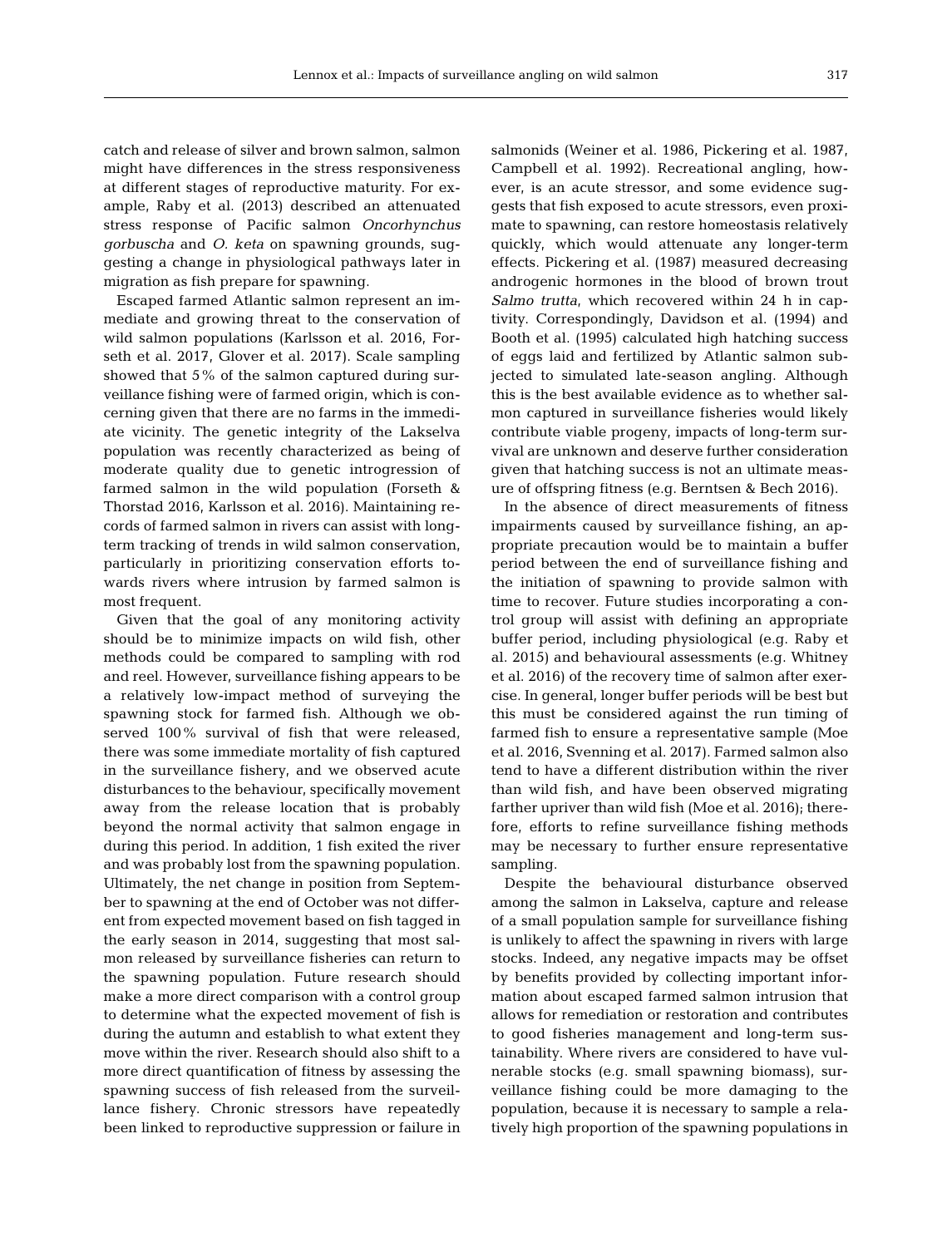catch and release of silver and brown salmon, salmon might have differences in the stress responsiveness at different stages of reproductive maturity. For example, Raby et al. (2013) described an attenuated stress response of Pacific salmon *Oncorhynchus gorbuscha* and *O. keta* on spawning grounds, suggesting a change in physiological pathways later in migration as fish prepare for spawning.

Escaped farmed Atlantic salmon represent an immediate and growing threat to the conservation of wild salmon populations (Karlsson et al. 2016, Forseth et al. 2017, Glover et al. 2017). Scale sampling showed that 5% of the salmon captured during surveillance fishing were of farmed origin, which is concerning given that there are no farms in the immediate vicinity. The genetic integrity of the Lakselva population was recently characterized as being of moderate quality due to genetic introgression of farmed salmon in the wild population (Forseth & Thorstad 2016, Karlsson et al. 2016). Maintaining records of farmed salmon in rivers can assist with long-term tracking of trends in wild salmon conservation, particularly in prioritizing conservation efforts towards rivers where intrusion by farmed salmon is most frequent.

Given that the goal of any monitoring activity should be to minimize impacts on wild fish, other methods could be compared to sampling with rod and reel. However, surveillance fishing appears to be a relatively low-impact method of surveying the spawning stock for farmed fish. Although we observed 100% survival of fish that were released, there was some immediate mortality of fish captured in the surveillance fishery, and we observed acute disturbances to the behaviour, specifically movement away from the release location that is probably beyond the normal activity that salmon engage in during this period. In addition, 1 fish exited the river and was probably lost from the spawning population. Ultimately, the net change in position from September to spawning at the end of October was not different from expected movement based on fish tagged in the early season in 2014, suggesting that most salmon released by surveillance fisheries can return to the spawning population. Future research should make a more direct comparison with a control group to determine what the expected movement of fish is during the autumn and establish to what extent they move within the river. Research should also shift to a more direct quantification of fitness by assessing the spawning success of fish released from the surveillance fishery. Chronic stressors have repeatedly been linked to reproductive suppression or failure in salmonids (Weiner et al. 1986, Pickering et al. 1987, Campbell et al. 1992). Recreational angling, however, is an acute stressor, and some evidence suggests that fish exposed to acute stressors, even proximate to spawning, can restore homeostasis relatively quickly, which would attenuate any longer-term effects. Pickering et al. (1987) measured decreasing androgenic hormones in the blood of brown trout *Salmo trutta*, which recovered within 24 h in captivity. Correspondingly, Davidson et al. (1994) and Booth et al. (1995) calculated high hatching success of eggs laid and fertilized by Atlantic salmon subjected to simulated late-season angling. Although this is the best available evidence as to whether salmon captured in surveillance fisheries would likely contribute viable progeny, impacts of long-term survival are unknown and deserve further consideration given that hatching success is not an ultimate measure of offspring fitness (e.g. Berntsen & Bech 2016).

In the absence of direct measurements of fitness impairments caused by surveillance fishing, an appropriate precaution would be to maintain a buffer period between the end of surveillance fishing and the initiation of spawning to provide salmon with time to recover. Future studies incorporating a control group will assist with defining an appropriate buffer period, including physiological (e.g. Raby et al. 2015) and behavioural assessments (e.g. Whitney et al. 2016) of the recovery time of salmon after exercise. In general, longer buffer periods will be best but this must be considered against the run timing of farmed fish to ensure a representative sample (Moe et al. 2016, Svenning et al. 2017). Farmed salmon also tend to have a different distribution within the river than wild fish, and have been observed migrating farther upriver than wild fish (Moe et al. 2016); therefore, efforts to refine surveillance fishing methods may be necessary to further ensure representative sampling.

Despite the behavioural disturbance observed among the salmon in Lakselva, capture and release of a small population sample for surveillance fishing is unlikely to affect the spawning in rivers with large stocks. Indeed, any negative impacts may be offset by benefits provided by collecting important information about escaped farmed salmon intrusion that allows for remediation or restoration and contributes to good fisheries management and long-term sustainability. Where rivers are considered to have vulnerable stocks (e.g. small spawning biomass), surveillance fishing could be more damaging to the population, because it is necessary to sample a relatively high proportion of the spawning populations in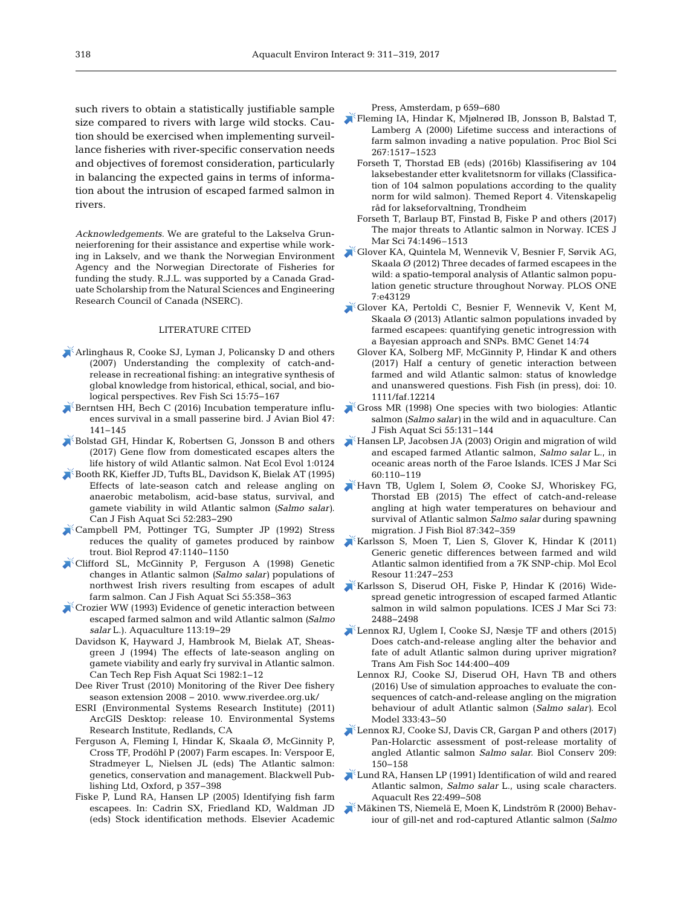such rivers to obtain a statistically justifiable sample size compared to rivers with large wild stocks. Caution should be exercised when implementing surveillance fisheries with river-specific conservation needs and objectives of foremost consideration, particularly in balancing the expected gains in terms of information about the intrusion of escaped farmed salmon in rivers.

*Acknowledgements*. We are grateful to the Lakselva Grunneierforening for their assistance and expertise while working in Lakselv, and we thank the Norwegian Environment Agency and the Norwegian Directorate of Fisheries for funding the study. R.J.L. was supported by a Canada Graduate Scholarship from the Natural Sciences and Engineering Research Council of Canada (NSERC).

## LITERATURE CITED

Arlinghaus R, Cooke SJ, Lyman J, Policansky D and others (2007) Understanding the complexity of catch-and-release in recreational fishing: an integrative synthesis of global knowledge from historical, ethical, social, and biological perspectives. Rev Fish Sci 15:75−167

Berntsen HH, Bech C (2016) Incubation temperature influences survival in a small passerine bird. J Avian Biol 47: 141−145

Bolstad GH, Hindar K, Robertsen G, Jonsson B and others (2017) Gene flow from domesticated escapes alters the life history of wild Atlantic salmon. Nat Ecol Evol 1:0124

Booth RK, Kieffer JD, Tufts BL, Davidson K, Bielak AT (1995) Effects of late-season catch and release angling on anaerobic metabolism, acid-base status, survival, and gamete viability in wild Atlantic salmon (*Salmo salar*). Can J Fish Aquat Sci 52:283−290

Campbell PM, Pottinger TG, Sumpter JP (1992) Stress reduces the quality of gametes produced by rainbow trout. Biol Reprod 47:1140−1150

Clifford SL, McGinnity P, Ferguson A (1998) Genetic changes in Atlantic salmon (*Salmo salar*) populations of northwest Irish rivers resulting from escapes of adult farm salmon. Can J Fish Aquat Sci 55:358−363

Crozier WW (1993) Evidence of genetic interaction between escaped farmed salmon and wild Atlantic salmon (*Salmo salar* L.). Aquaculture 113:19−29

Davidson K, Hayward J, Hambrook M, Bielak AT, Sheasgreen J (1994) The effects of late-season angling on gamete viability and early fry survival in Atlantic salmon. Can Tech Rep Fish Aquat Sci 1982:1−12

Dee River Trust (2010) Monitoring of the River Dee fishery season extension 2008 – 2010. www.riverdee.org.uk/

ESRI (Environmental Systems Research Institute) (2011) ArcGIS Desktop: release 10. Environmental Systems Research Institute, Redlands, CA

Ferguson A, Fleming I, Hindar K, Skaala Ø, McGinnity P, Cross TF, Prodöhl P (2007) Farm escapes. In: Verspoor E, Stradmeyer L, Nielsen JL (eds) The Atlantic salmon: genetics, conservation and management. Blackwell Publishing Ltd, Oxford, p 357−398

Fiske P, Lund RA, Hansen LP (2005) Identifying fish farm escapees. In: Cadrin SX, Friedland KD, Waldman JD (eds) Stock identification methods. Elsevier Academic Press, Amsterdam, p 659−680

Fleming IA, Hindar K, Mjølnerød IB, Jonsson B, Balstad T, Lamberg A (2000) Lifetime success and interactions of farm salmon invading a native population. Proc Biol Sci 267:1517−1523

Forseth T, Thorstad EB (eds) (2016b) Klassifisering av 104 laksebestander etter kvalitetsnorm for villaks (Classification of 104 salmon populations according to the quality norm for wild salmon). Themed Report 4. Vitenskapelig råd for lakseforvaltning, Trondheim

Forseth T, Barlaup BT, Finstad B, Fiske P and others (2017) The major threats to Atlantic salmon in Norway. ICES J Mar Sci 74:1496−1513

Glover KA, Quintela M, Wennevik V, Besnier F, Sørvik AG, Skaala Ø (2012) Three decades of farmed escapees in the wild: a spatio-temporal analysis of Atlantic salmon population genetic structure throughout Norway. PLOS ONE 7:e43129

Glover KA, Pertoldi C, Besnier F, Wennevik V, Kent M, Skaala Ø (2013) Atlantic salmon populations invaded by farmed escapees: quantifying genetic introgression with a Bayesian approach and SNPs. BMC Genet 14:74

Glover KA, Solberg MF, McGinnity P, Hindar K and others (2017) Half a century of genetic interaction between farmed and wild Atlantic salmon: status of knowledge and unanswered questions. Fish Fish (in press), doi: 10.1111/faf.12214

Gross MR (1998) One species with two biologies: Atlantic salmon (*Salmo salar*) in the wild and in aquaculture. Can J Fish Aquat Sci 55:131−144

Hansen LP, Jacobsen JA (2003) Origin and migration of wild and escaped farmed Atlantic salmon, *Salmo salar* L., in oceanic areas north of the Faroe Islands. ICES J Mar Sci 60:110−119

Havn TB, Uglem I, Solem Ø, Cooke SJ, Whoriskey FG, Thorstad EB (2015) The effect of catch-and-release angling at high water temperatures on behaviour and survival of Atlantic salmon *Salmo salar* during spawning migration. J Fish Biol 87:342−359

Karlsson S, Moen T, Lien S, Glover K, Hindar K (2011) Generic genetic differences between farmed and wild Atlantic salmon identified from a 7K SNP-chip. Mol Ecol Resour 11:247−253

Karlsson S, Diserud OH, Fiske P, Hindar K (2016) Widespread genetic introgression of escaped farmed Atlantic salmon in wild salmon populations. ICES J Mar Sci 73: 2488−2498

Lennox RJ, Uglem I, Cooke SJ, Næsje TF and others (2015) Does catch-and-release angling alter the behavior and fate of adult Atlantic salmon during upriver migration? Trans Am Fish Soc 144:400−409

Lennox RJ, Cooke SJ, Diserud OH, Havn TB and others (2016) Use of simulation approaches to evaluate the consequences of catch-and-release angling on the migration behaviour of adult Atlantic salmon (*Salmo salar*). Ecol Model 333:43−50

Lennox RJ, Cooke SJ, Davis CR, Gargan P and others (2017) Pan-Holarctic assessment of post-release mortality of angled Atlantic salmon *Salmo salar*. Biol Conserv 209: 150−158

Lund RA, Hansen LP (1991) Identification of wild and reared Atlantic salmon, *Salmo salar* L., using scale characters. Aquacult Res 22:499−508

Mäkinen TS, Niemelä E, Moen K, Lindström R (2000) Behaviour of gill-net and rod-captured Atlantic salmon (*Salmo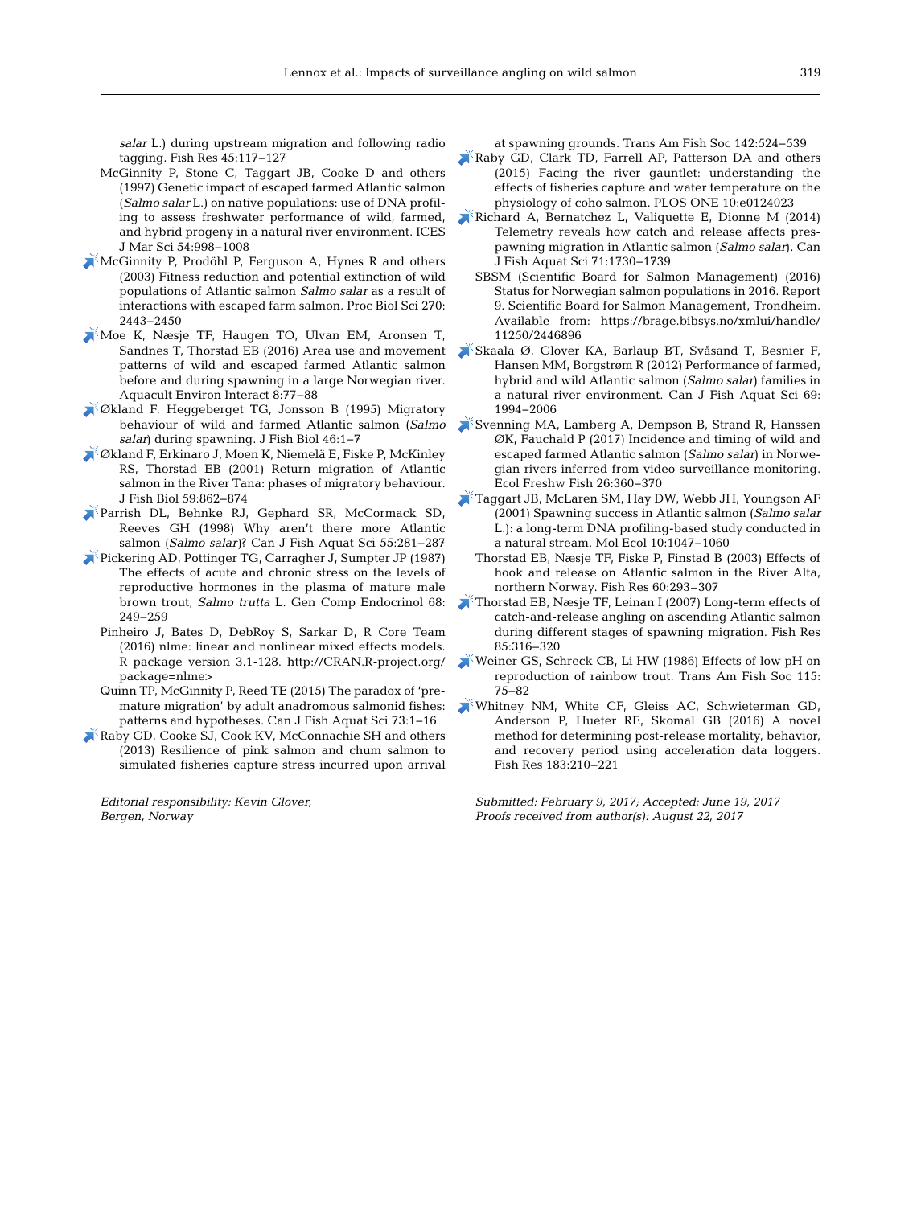*salar* L.) during upstream migration and following radio tagging. Fish Res 45:117−127

McGinnity P, Stone C, Taggart JB, Cooke D and others (1997) Genetic impact of escaped farmed Atlantic salmon (*Salmo salar* L.) on native populations: use of DNA profiling to assess freshwater performance of wild, farmed, and hybrid progeny in a natural river environment. ICES J Mar Sci 54:998−1008

McGinnity P, Prodöhl P, Ferguson A, Hynes R and others (2003) Fitness reduction and potential extinction of wild populations of Atlantic salmon *Salmo salar* as a result of interactions with escaped farm salmon. Proc Biol Sci 270: 2443−2450

Moe K, Næsje TF, Haugen TO, Ulvan EM, Aronsen T, Sandnes T, Thorstad EB (2016) Area use and movement patterns of wild and escaped farmed Atlantic salmon before and during spawning in a large Norwegian river. Aquacult Environ Interact 8:77−88

Økland F, Heggeberget TG, Jonsson B (1995) Migratory behaviour of wild and farmed Atlantic salmon (*Salmo salar*) during spawning. J Fish Biol 46:1−7

Økland F, Erkinaro J, Moen K, Niemelä E, Fiske P, McKinley RS, Thorstad EB (2001) Return migration of Atlantic salmon in the River Tana: phases of migratory behaviour. J Fish Biol 59:862−874

Parrish DL, Behnke RJ, Gephard SR, McCormack SD, Reeves GH (1998) Why aren't there more Atlantic salmon (*Salmo salar*)? Can J Fish Aquat Sci 55:281−287

Pickering AD, Pottinger TG, Carragher J, Sumpter JP (1987) The effects of acute and chronic stress on the levels of reproductive hormones in the plasma of mature male brown trout, *Salmo trutta* L. Gen Comp Endocrinol 68: 249−259

Pinheiro J, Bates D, DebRoy S, Sarkar D, R Core Team (2016) nlme: linear and nonlinear mixed effects models. R package version 3.1-128. http://CRAN.R-project.org/package=nlme>

Quinn TP, McGinnity P, Reed TE (2015) The paradox of 'premature migration' by adult anadromous salmonid fishes: patterns and hypotheses. Can J Fish Aquat Sci 73:1−16

Raby GD, Cooke SJ, Cook KV, McConnachie SH and others (2013) Resilience of pink salmon and chum salmon to simulated fisheries capture stress incurred upon arrival at spawning grounds. Trans Am Fish Soc 142:524−539

Raby GD, Clark TD, Farrell AP, Patterson DA and others (2015) Facing the river gauntlet: understanding the effects of fisheries capture and water temperature on the physiology of coho salmon. PLOS ONE 10:e0124023

Richard A, Bernatchez L, Valiquette E, Dionne M (2014) Telemetry reveals how catch and release affects prespawning migration in Atlantic salmon (*Salmo salar*). Can J Fish Aquat Sci 71:1730−1739

SBSM (Scientific Board for Salmon Management) (2016) Status for Norwegian salmon populations in 2016. Report 9. Scientific Board for Salmon Management, Trondheim. Available from: https://brage.bibsys.no/xmlui/handle/11250/2446896

Skaala Ø, Glover KA, Barlaup BT, Svåsand T, Besnier F, Hansen MM, Borgstrøm R (2012) Performance of farmed, hybrid and wild Atlantic salmon (*Salmo salar*) families in a natural river environment. Can J Fish Aquat Sci 69: 1994−2006

Svenning MA, Lamberg A, Dempson B, Strand R, Hanssen ØK, Fauchald P (2017) Incidence and timing of wild and escaped farmed Atlantic salmon (*Salmo salar*) in Norwegian rivers inferred from video surveillance monitoring. Ecol Freshw Fish 26:360−370

Taggart JB, McLaren SM, Hay DW, Webb JH, Youngson AF (2001) Spawning success in Atlantic salmon (*Salmo salar* L.): a long-term DNA profiling-based study conducted in a natural stream. Mol Ecol 10:1047−1060

Thorstad EB, Næsje TF, Fiske P, Finstad B (2003) Effects of hook and release on Atlantic salmon in the River Alta, northern Norway. Fish Res 60:293−307

Thorstad EB, Næsje TF, Leinan I (2007) Long-term effects of catch-and-release angling on ascending Atlantic salmon during different stages of spawning migration. Fish Res 85:316−320

Weiner GS, Schreck CB, Li HW (1986) Effects of low pH on reproduction of rainbow trout. Trans Am Fish Soc 115: 75−82

Whitney NM, White CF, Gleiss AC, Schwieterman GD, Anderson P, Hueter RE, Skomal GB (2016) A novel method for determining post-release mortality, behavior, and recovery period using acceleration data loggers. Fish Res 183:210−221

*Editorial responsibility: Kevin Glover, Bergen, Norway*

*Submitted: February 9, 2017; Accepted: June 19, 2017*
*Proofs received from author(s): August 22, 2017*